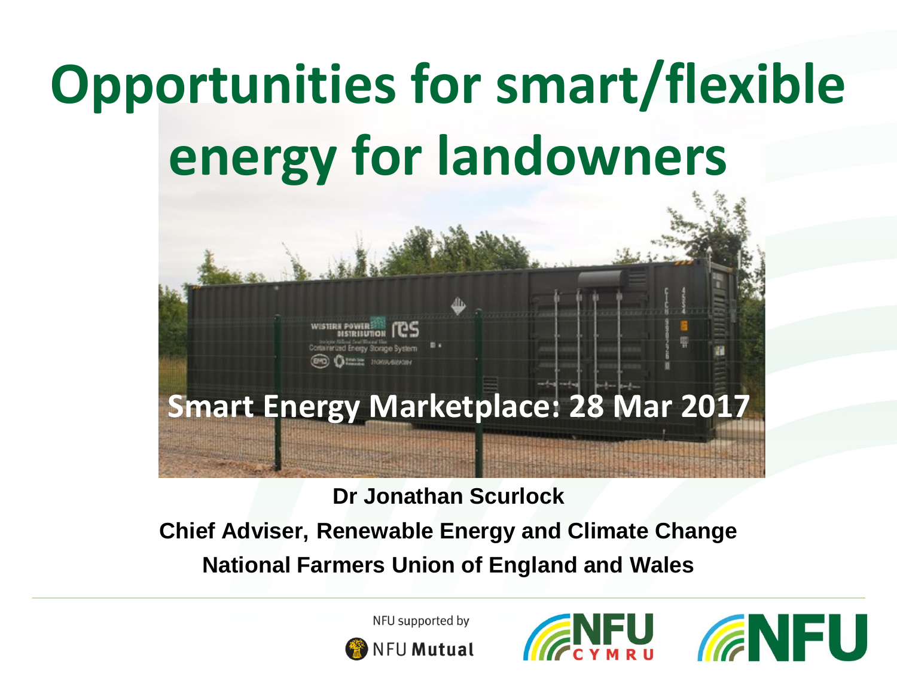# Opportunities for smart/flexible energy for landowners

**Smart Energy Marketplace: 28 Mar 2017**

**Dr Jonathan Scurlock**

**Chief Adviser, Renewable Energy and Climate Change**

**National Farmers Union of England and Wales**

NFU supported by NFU Mutual

NFU CYMRU

NFU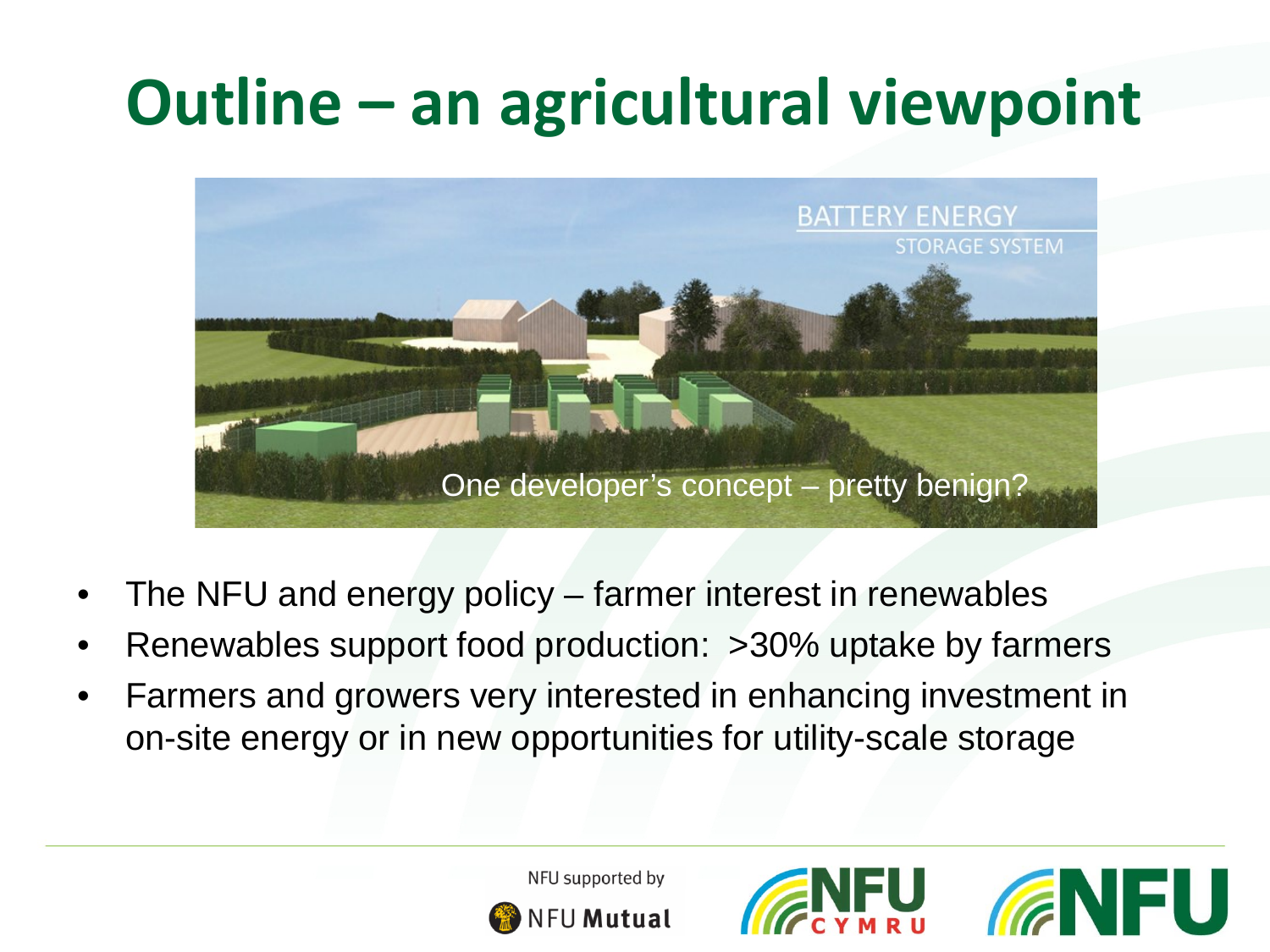# Outline – an agricultural viewpoint

One developer's concept – pretty benign?

- The NFU and energy policy – farmer interest in renewables
- Renewables support food production: >30% uptake by farmers
- Farmers and growers very interested in enhancing investment in on-site energy or in new opportunities for utility-scale storage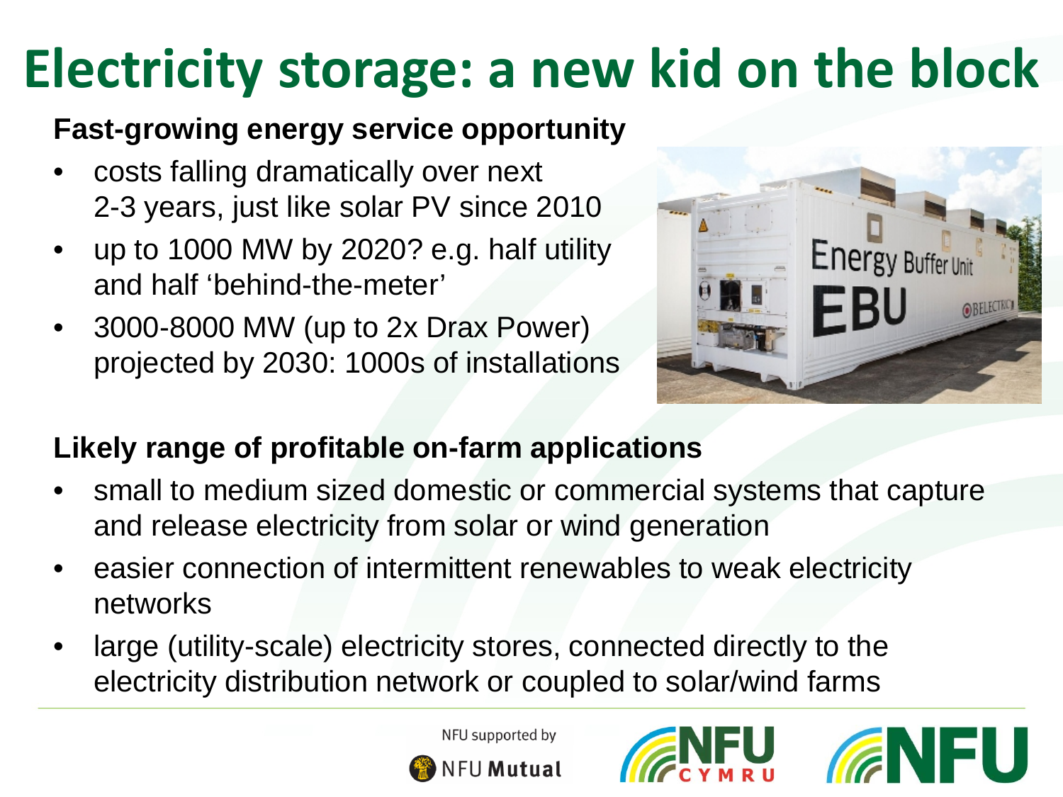# Electricity storage: a new kid on the block

**Fast-growing energy service opportunity**

- costs falling dramatically over next 2-3 years, just like solar PV since 2010
- up to 1000 MW by 2020? e.g. half utility and half 'behind-the-meter'
- 3000-8000 MW (up to 2x Drax Power) projected by 2030: 1000s of installations

**Likely range of profitable on-farm applications**

- small to medium sized domestic or commercial systems that capture and release electricity from solar or wind generation
- easier connection of intermittent renewables to weak electricity networks
- large (utility-scale) electricity stores, connected directly to the electricity distribution network or coupled to solar/wind farms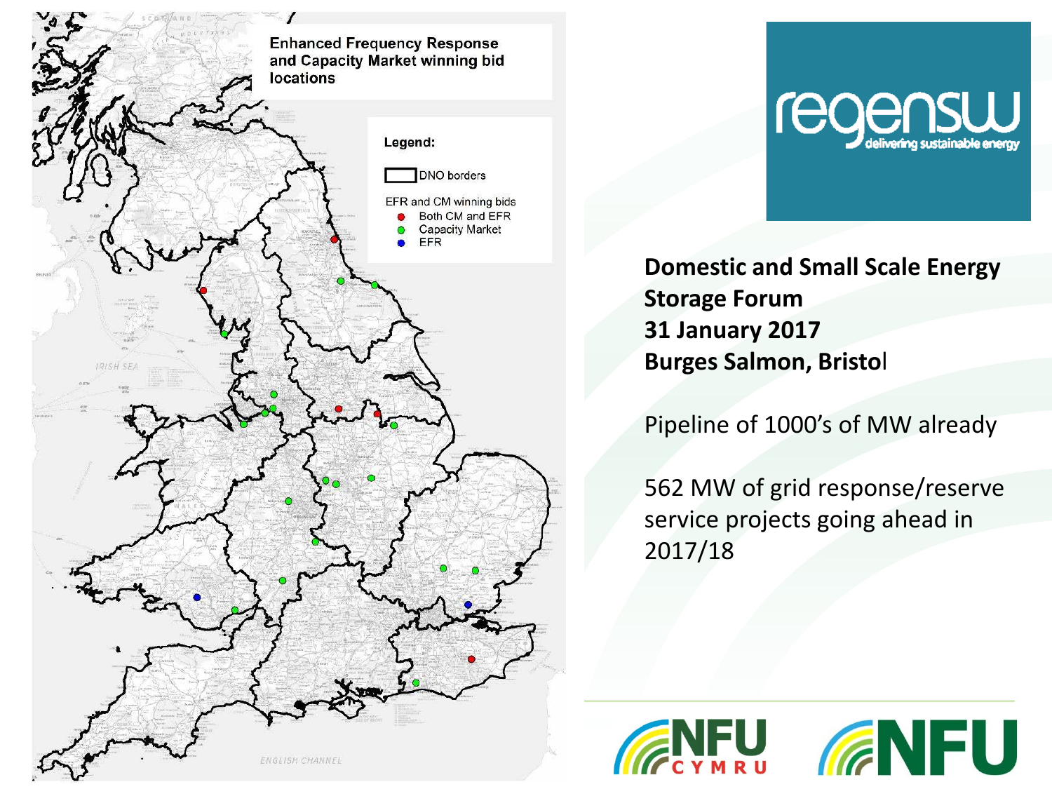**Enhanced Frequency Response and Capacity Market winning bid locations**

Legend:

- DNO borders

EFR and CM winning bids

- Both CM and EFR
- Capacity Market
- EFR

regensw delivering sustainable energy

**Domestic and Small Scale Energy Storage Forum**
**31 January 2017**
**Burges Salmon, Bristol**

Pipeline of 1000's of MW already

562 MW of grid response/reserve service projects going ahead in 2017/18

NFU CYMRU

NFU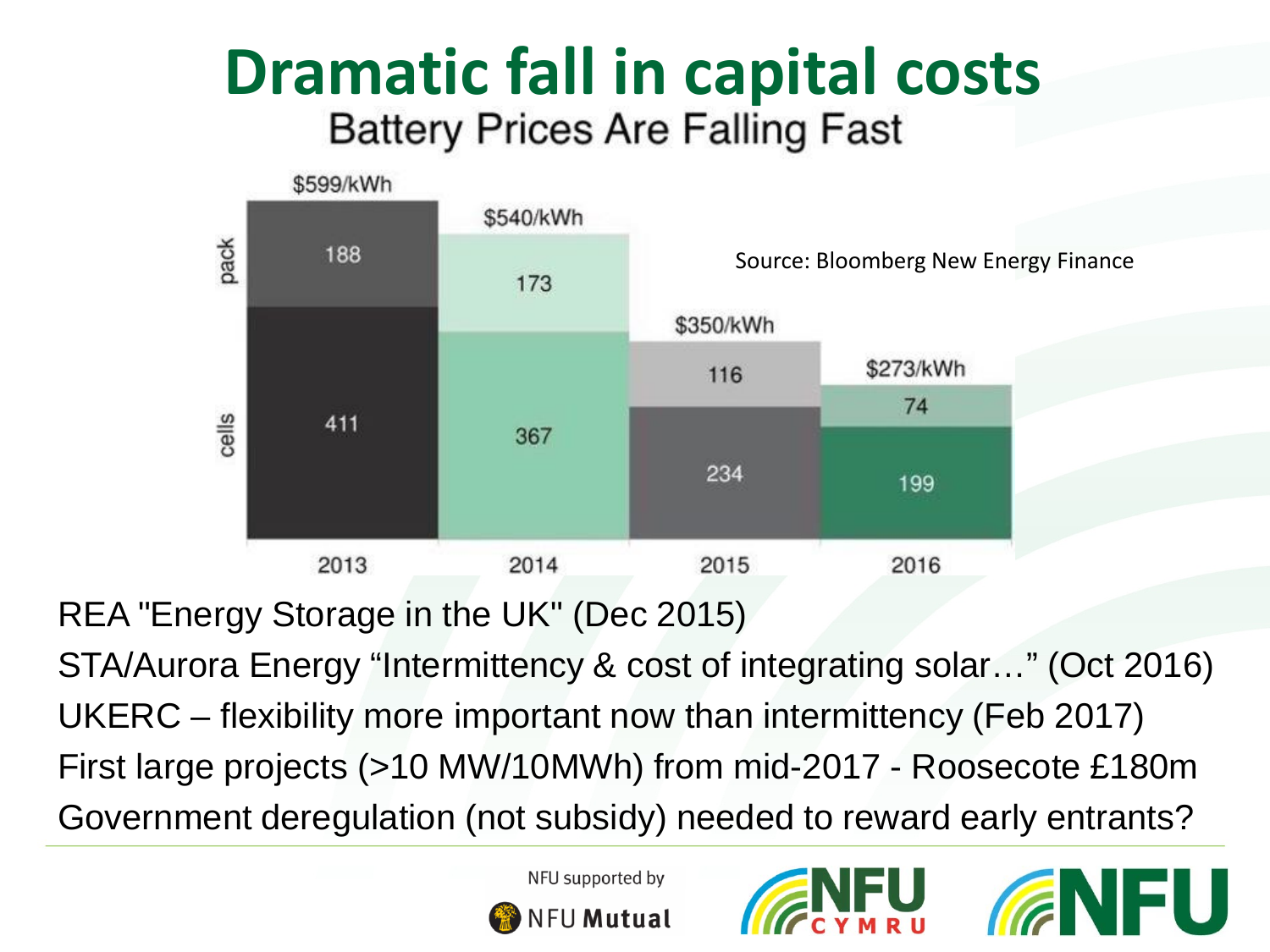# Dramatic fall in capital costs

## Battery Prices Are Falling Fast

| | 2013 | 2014 | 2015 | 2016 |
|---|---|---|---|---|
| Total | $599/kWh | $540/kWh | $350/kWh | $273/kWh |
| pack | 188 | 173 | 116 | 74 |
| cells | 411 | 367 | 234 | 199 |

Source: Bloomberg New Energy Finance

REA "Energy Storage in the UK" (Dec 2015)

STA/Aurora Energy "Intermittency & cost of integrating solar…" (Oct 2016)

UKERC – flexibility more important now than intermittency (Feb 2017)

First large projects (>10 MW/10MWh) from mid-2017 - Roosecote £180m

Government deregulation (not subsidy) needed to reward early entrants?

NFU supported by NFU Mutual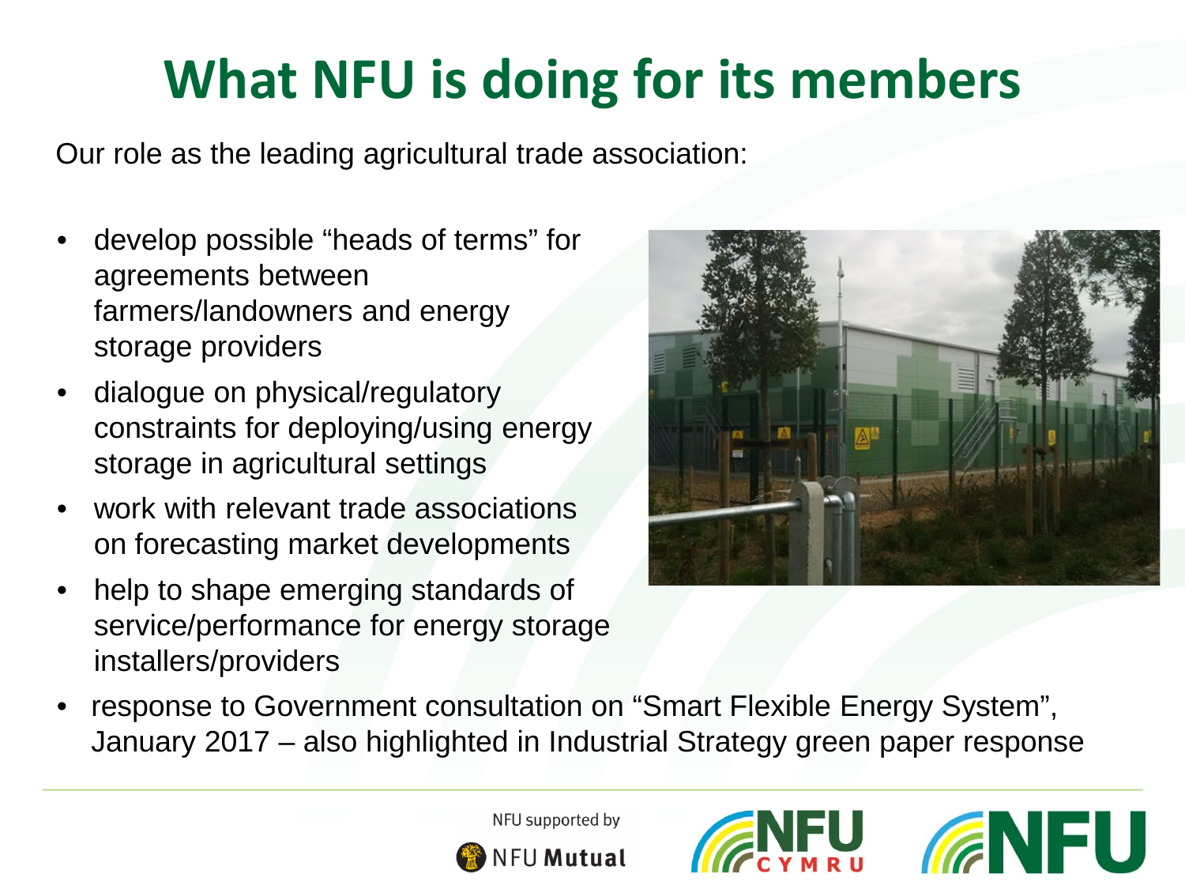# What NFU is doing for its members

Our role as the leading agricultural trade association:

- develop possible "heads of terms" for agreements between farmers/landowners and energy storage providers
- dialogue on physical/regulatory constraints for deploying/using energy storage in agricultural settings
- work with relevant trade associations on forecasting market developments
- help to shape emerging standards of service/performance for energy storage installers/providers
- response to Government consultation on "Smart Flexible Energy System", January 2017 – also highlighted in Industrial Strategy green paper response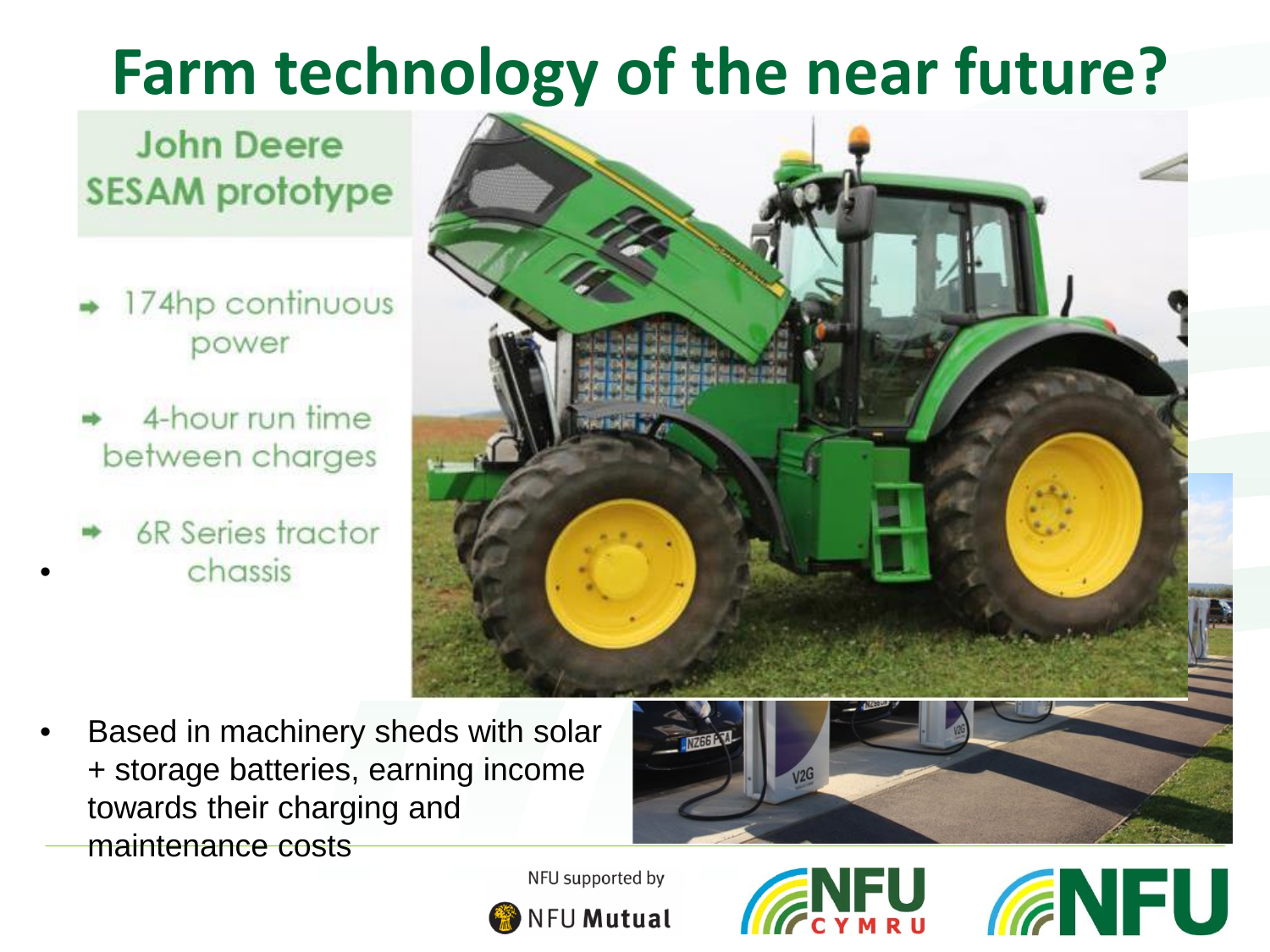# Farm technology of the near future?

## John Deere SESAM prototype

- 174hp continuous power
- 4-hour run time between charges
- 6R Series tractor chassis

- Based in machinery sheds with solar + storage batteries, earning income towards their charging and maintenance costs

NFU supported by NFU Mutual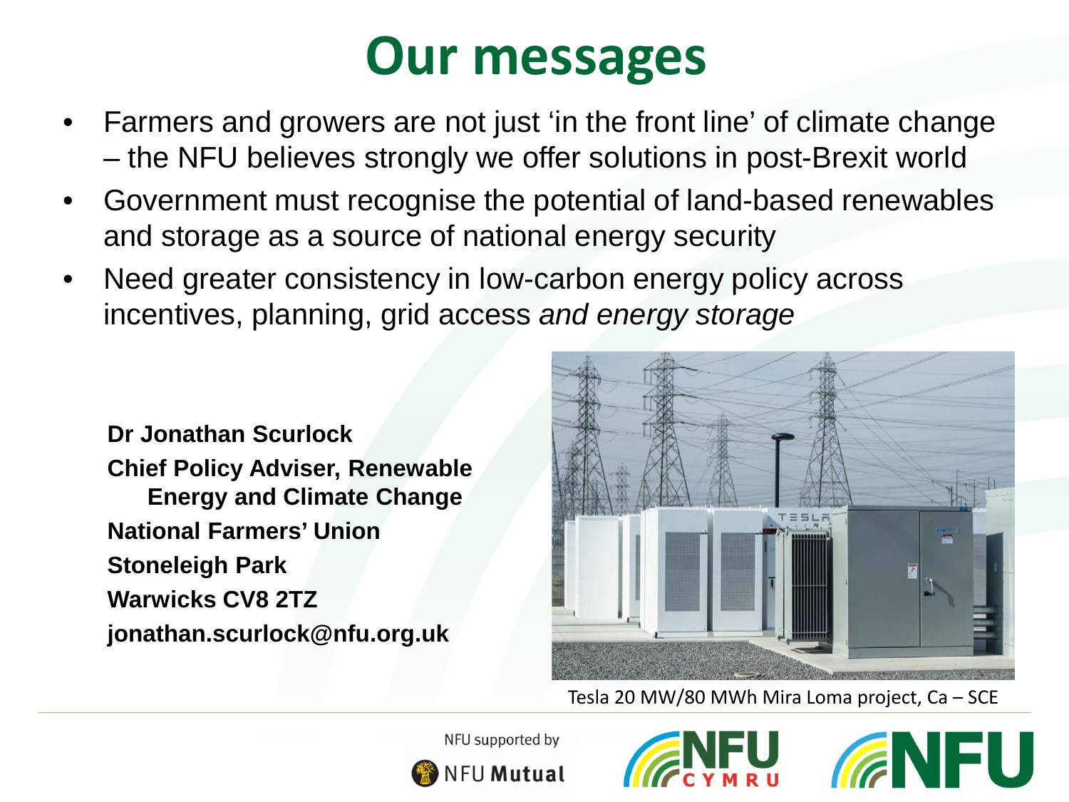# Our messages

- Farmers and growers are not just ‘in the front line’ of climate change – the NFU believes strongly we offer solutions in post-Brexit world
- Government must recognise the potential of land-based renewables and storage as a source of national energy security
- Need greater consistency in low-carbon energy policy across incentives, planning, grid access *and energy storage*

**Dr Jonathan Scurlock**
**Chief Policy Adviser, Renewable Energy and Climate Change**
**National Farmers’ Union**
**Stoneleigh Park**
**Warwicks CV8 2TZ**
**jonathan.scurlock@nfu.org.uk**

Tesla 20 MW/80 MWh Mira Loma project, Ca – SCE

NFU supported by NFU Mutual